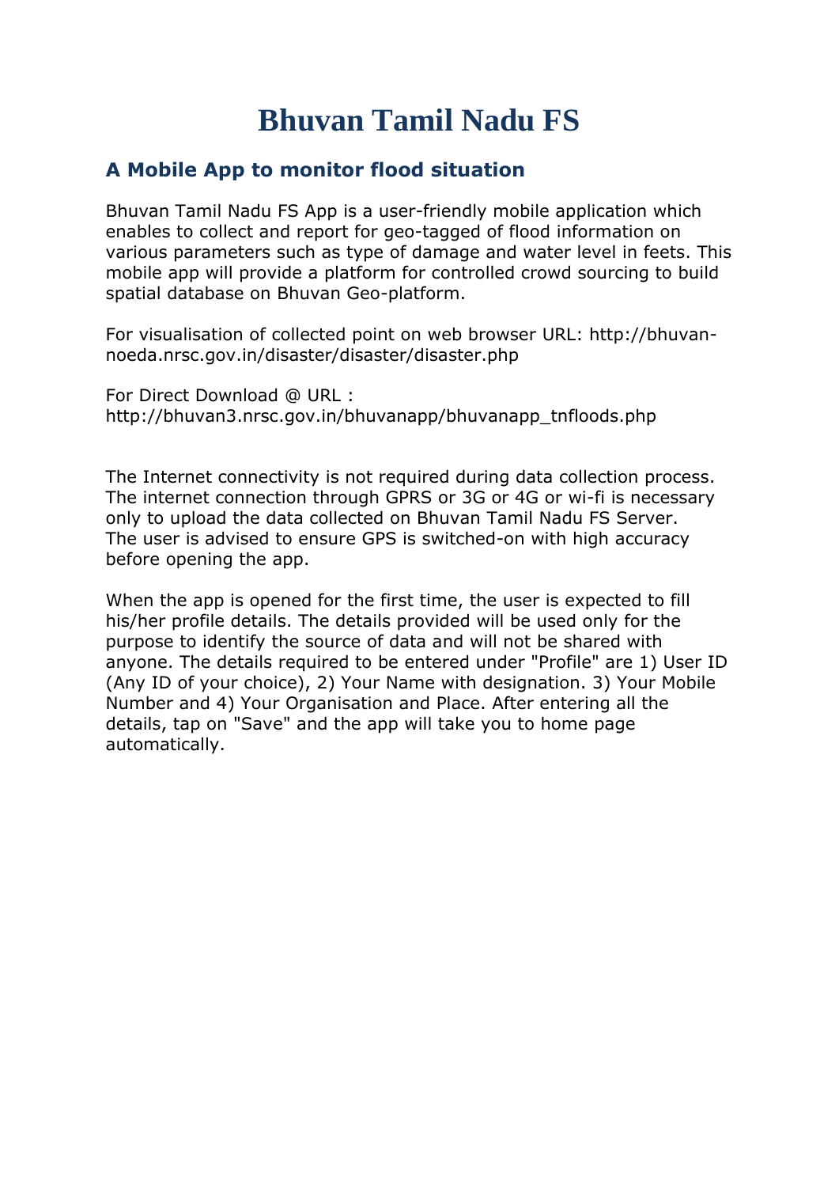# Bhuvan Tamil Nadu FS

## A Mobile App to monitor flood situation

Bhuvan Tamil Nadu FS App is a user-friendly mobile application which enables to collect and report for geo-tagged of flood information on various parameters such as type of damage and water level in feets. This mobile app will provide a platform for controlled crowd sourcing to build spatial database on Bhuvan Geo-platform.

For visualisation of collected point on web browser URL: http://bhuvan-noeda.nrsc.gov.in/disaster/disaster/disaster.php

For Direct Download @ URL : http://bhuvan3.nrsc.gov.in/bhuvanapp/bhuvanapp_tnfloods.php

The Internet connectivity is not required during data collection process. The internet connection through GPRS or 3G or 4G or wi-fi is necessary only to upload the data collected on Bhuvan Tamil Nadu FS Server. The user is advised to ensure GPS is switched-on with high accuracy before opening the app.

When the app is opened for the first time, the user is expected to fill his/her profile details. The details provided will be used only for the purpose to identify the source of data and will not be shared with anyone. The details required to be entered under "Profile" are 1) User ID (Any ID of your choice), 2) Your Name with designation. 3) Your Mobile Number and 4) Your Organisation and Place. After entering all the details, tap on "Save" and the app will take you to home page automatically.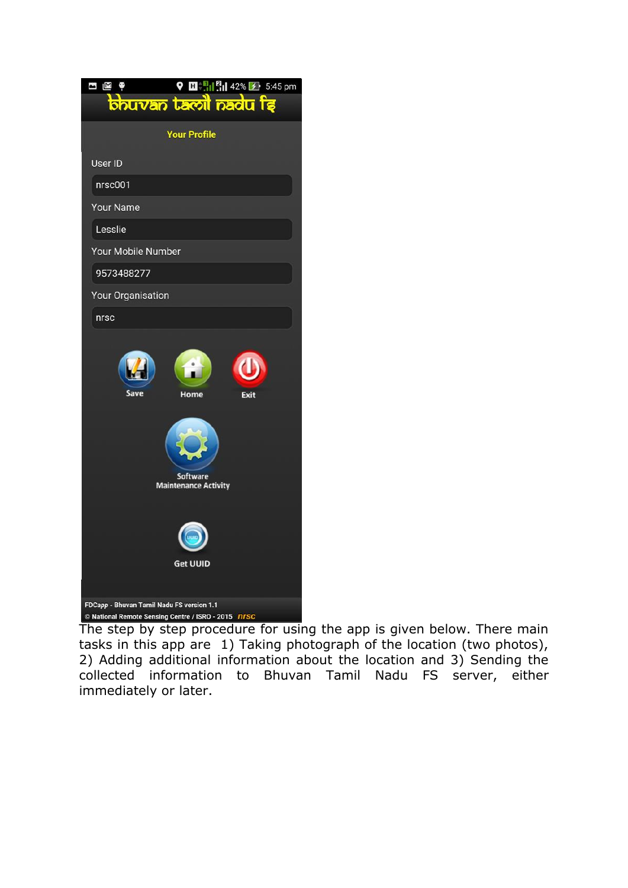The step by step procedure for using the app is given below. There main tasks in this app are 1) Taking photograph of the location (two photos), 2) Adding additional information about the location and 3) Sending the collected information to Bhuvan Tamil Nadu FS server, either immediately or later.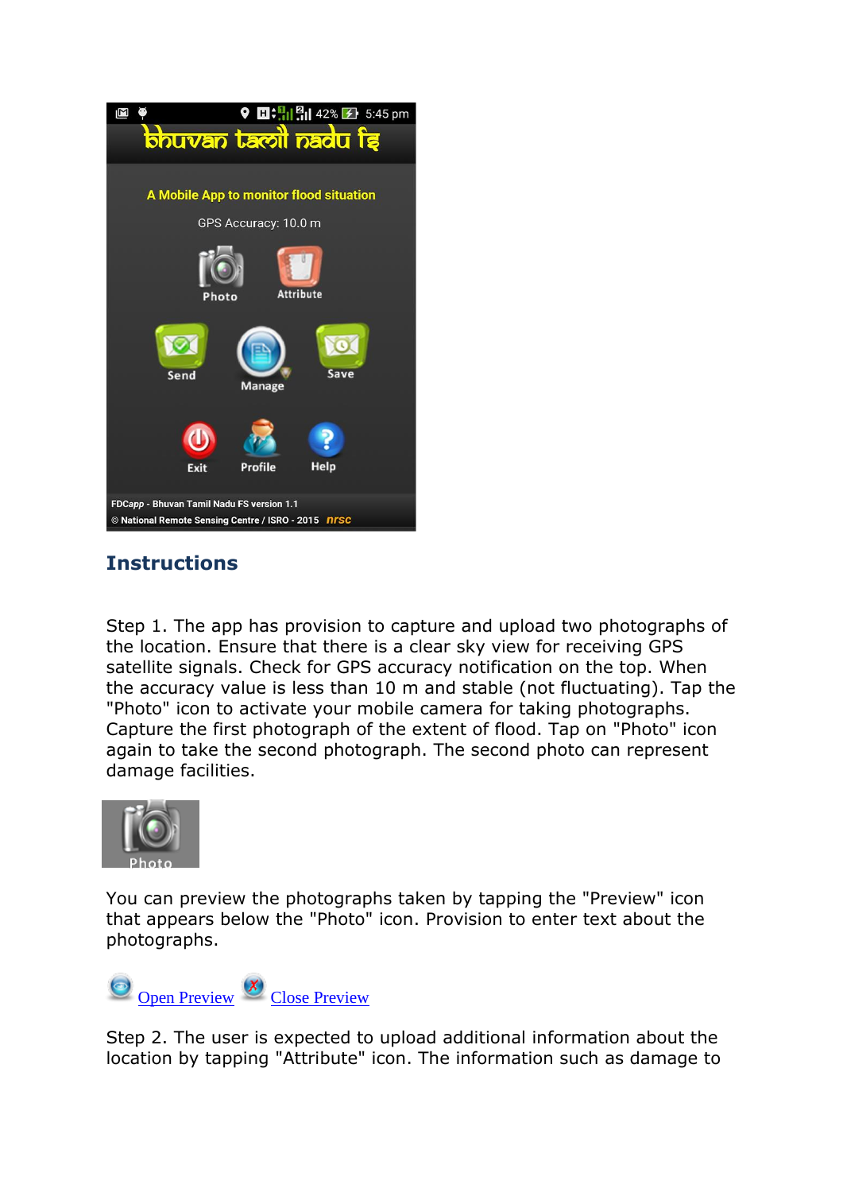## Instructions

Step 1. The app has provision to capture and upload two photographs of the location. Ensure that there is a clear sky view for receiving GPS satellite signals. Check for GPS accuracy notification on the top. When the accuracy value is less than 10 m and stable (not fluctuating). Tap the "Photo" icon to activate your mobile camera for taking photographs. Capture the first photograph of the extent of flood. Tap on "Photo" icon again to take the second photograph. The second photo can represent damage facilities.

You can preview the photographs taken by tapping the "Preview" icon that appears below the "Photo" icon. Provision to enter text about the photographs.

Open Preview Close Preview

Step 2. The user is expected to upload additional information about the location by tapping "Attribute" icon. The information such as damage to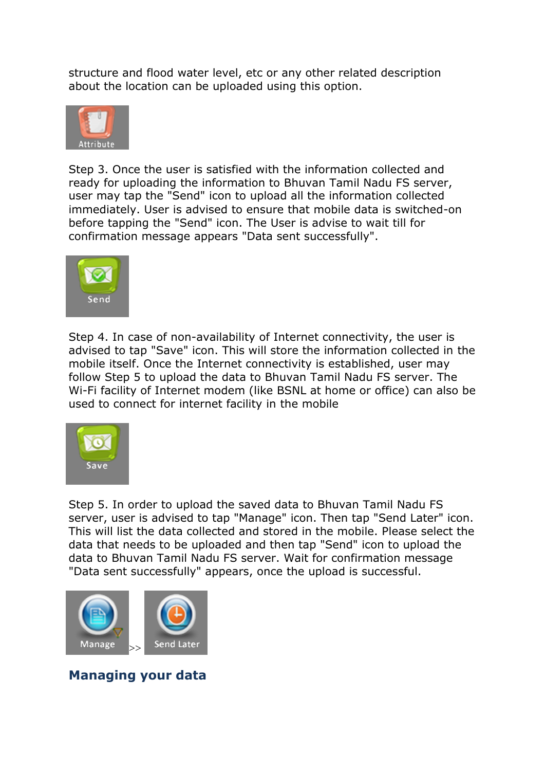structure and flood water level, etc or any other related description about the location can be uploaded using this option.

Step 3. Once the user is satisfied with the information collected and ready for uploading the information to Bhuvan Tamil Nadu FS server, user may tap the "Send" icon to upload all the information collected immediately. User is advised to ensure that mobile data is switched-on before tapping the "Send" icon. The User is advise to wait till for confirmation message appears "Data sent successfully".

Step 4. In case of non-availability of Internet connectivity, the user is advised to tap "Save" icon. This will store the information collected in the mobile itself. Once the Internet connectivity is established, user may follow Step 5 to upload the data to Bhuvan Tamil Nadu FS server. The Wi-Fi facility of Internet modem (like BSNL at home or office) can also be used to connect for internet facility in the mobile

Step 5. In order to upload the saved data to Bhuvan Tamil Nadu FS server, user is advised to tap "Manage" icon. Then tap "Send Later" icon. This will list the data collected and stored in the mobile. Please select the data that needs to be uploaded and then tap "Send" icon to upload the data to Bhuvan Tamil Nadu FS server. Wait for confirmation message "Data sent successfully" appears, once the upload is successful.

>>

## Managing your data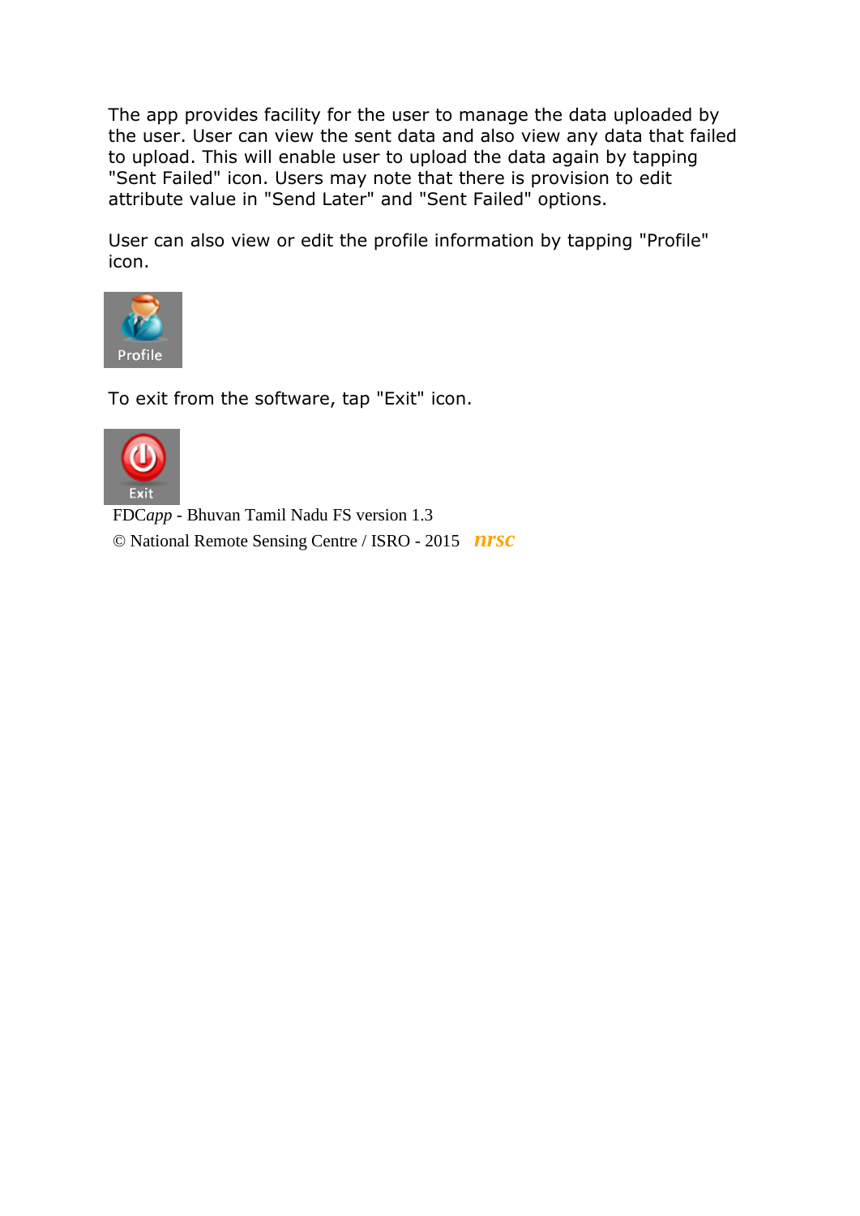The app provides facility for the user to manage the data uploaded by the user. User can view the sent data and also view any data that failed to upload. This will enable user to upload the data again by tapping "Sent Failed" icon. Users may note that there is provision to edit attribute value in "Send Later" and "Sent Failed" options.

User can also view or edit the profile information by tapping "Profile" icon.

Profile

To exit from the software, tap "Exit" icon.

Exit

FDC*app* - Bhuvan Tamil Nadu FS version 1.3

© National Remote Sensing Centre / ISRO - 2015 ***nrsc***